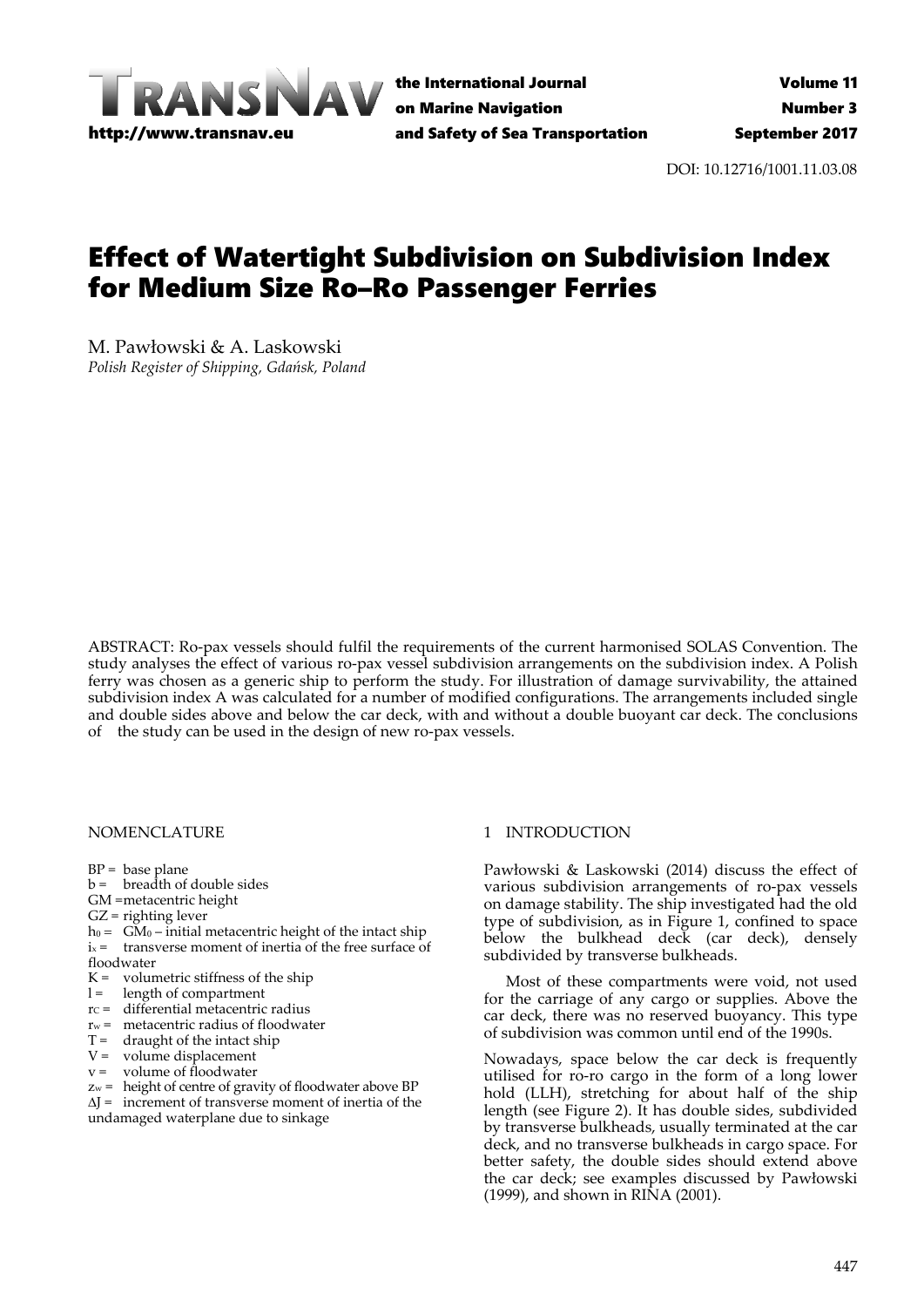DOI: 10.12716/1001.11.03.08

# Effect of Watertight Subdivision on Subdivision Index for Medium Size Ro–Ro Passenger Ferries

M. Pawłowski & A. Laskowski
*Polish Register of Shipping, Gdańsk, Poland*

ABSTRACT: Ro-pax vessels should fulfil the requirements of the current harmonised SOLAS Convention. The study analyses the effect of various ro-pax vessel subdivision arrangements on the subdivision index. A Polish ferry was chosen as a generic ship to perform the study. For illustration of damage survivability, the attained subdivision index A was calculated for a number of modified configurations. The arrangements included single and double sides above and below the car deck, with and without a double buoyant car deck. The conclusions of the study can be used in the design of new ro-pax vessels.

## NOMENCLATURE

- BP = base plane
- b = breadth of double sides
- GM = metacentric height
- GZ = righting lever
- $h_0$ = $GM_0$ – initial metacentric height of the intact ship
- $i_x$ = transverse moment of inertia of the free surface of floodwater
- K = volumetric stiffness of the ship
- l = length of compartment
- $r_C$ = differential metacentric radius
- $r_w$ = metacentric radius of floodwater
- T = draught of the intact ship
- V = volume displacement
- v = volume of floodwater
- $z_w$ = height of centre of gravity of floodwater above BP
- $\Delta J$ = increment of transverse moment of inertia of the undamaged waterplane due to sinkage

## 1 INTRODUCTION

Pawłowski & Laskowski (2014) discuss the effect of various subdivision arrangements of ro-pax vessels on damage stability. The ship investigated had the old type of subdivision, as in Figure 1, confined to space below the bulkhead deck (car deck), densely subdivided by transverse bulkheads.

Most of these compartments were void, not used for the carriage of any cargo or supplies. Above the car deck, there was no reserved buoyancy. This type of subdivision was common until end of the 1990s.

Nowadays, space below the car deck is frequently utilised for ro-ro cargo in the form of a long lower hold (LLH), stretching for about half of the ship length (see Figure 2). It has double sides, subdivided by transverse bulkheads, usually terminated at the car deck, and no transverse bulkheads in cargo space. For better safety, the double sides should extend above the car deck; see examples discussed by Pawłowski (1999), and shown in RINA (2001).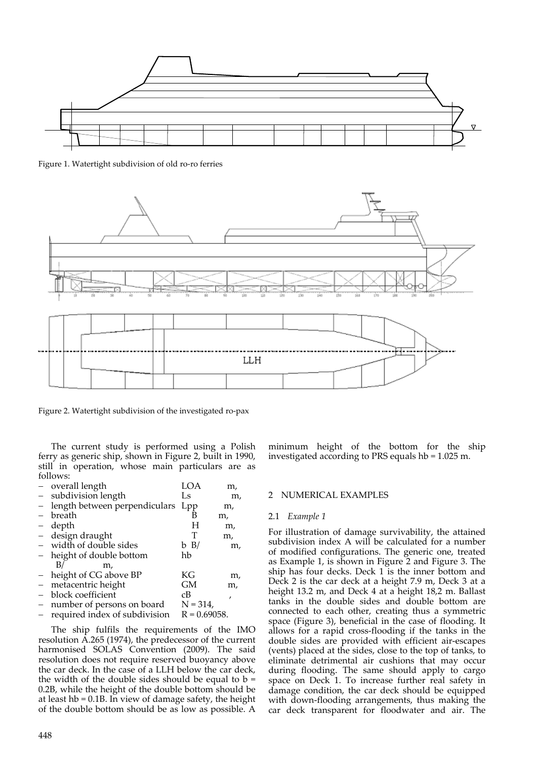Figure 1. Watertight subdivision of old ro-ro ferries

Figure 2. Watertight subdivision of the investigated ro-pax

The current study is performed using a Polish ferry as generic ship, shown in Figure 2, built in 1990, still in operation, whose main particulars are as follows:

- overall length LOA m,
- subdivision length Ls m,
- length between perpendiculars Lpp m,
- breath B m,
- depth H m,
- design draught T m,
- width of double sides b B/ m,
- height of double bottom hb B/ m,
- height of CG above BP KG m,
- metacentric height GM m,
- block coefficient cB ,
- number of persons on board N = 314,
- required index of subdivision R = 0.69058.

The ship fulfils the requirements of the IMO resolution A.265 (1974), the predecessor of the current harmonised SOLAS Convention (2009). The said resolution does not require reserved buoyancy above the car deck. In the case of a LLH below the car deck, the width of the double sides should be equal to b = 0.2B, while the height of the double bottom should be at least hb = 0.1B. In view of damage safety, the height of the double bottom should be as low as possible. A minimum height of the bottom for the ship investigated according to PRS equals hb = 1.025 m.

## 2 NUMERICAL EXAMPLES

### 2.1 *Example 1*

For illustration of damage survivability, the attained subdivision index A will be calculated for a number of modified configurations. The generic one, treated as Example 1, is shown in Figure 2 and Figure 3. The ship has four decks. Deck 1 is the inner bottom and Deck 2 is the car deck at a height 7.9 m, Deck 3 at a height 13.2 m, and Deck 4 at a height 18,2 m. Ballast tanks in the double sides and double bottom are connected to each other, creating thus a symmetric space (Figure 3), beneficial in the case of flooding. It allows for a rapid cross-flooding if the tanks in the double sides are provided with efficient air-escapes (vents) placed at the sides, close to the top of tanks, to eliminate detrimental air cushions that may occur during flooding. The same should apply to cargo space on Deck 1. To increase further real safety in damage condition, the car deck should be equipped with down-flooding arrangements, thus making the car deck transparent for floodwater and air. The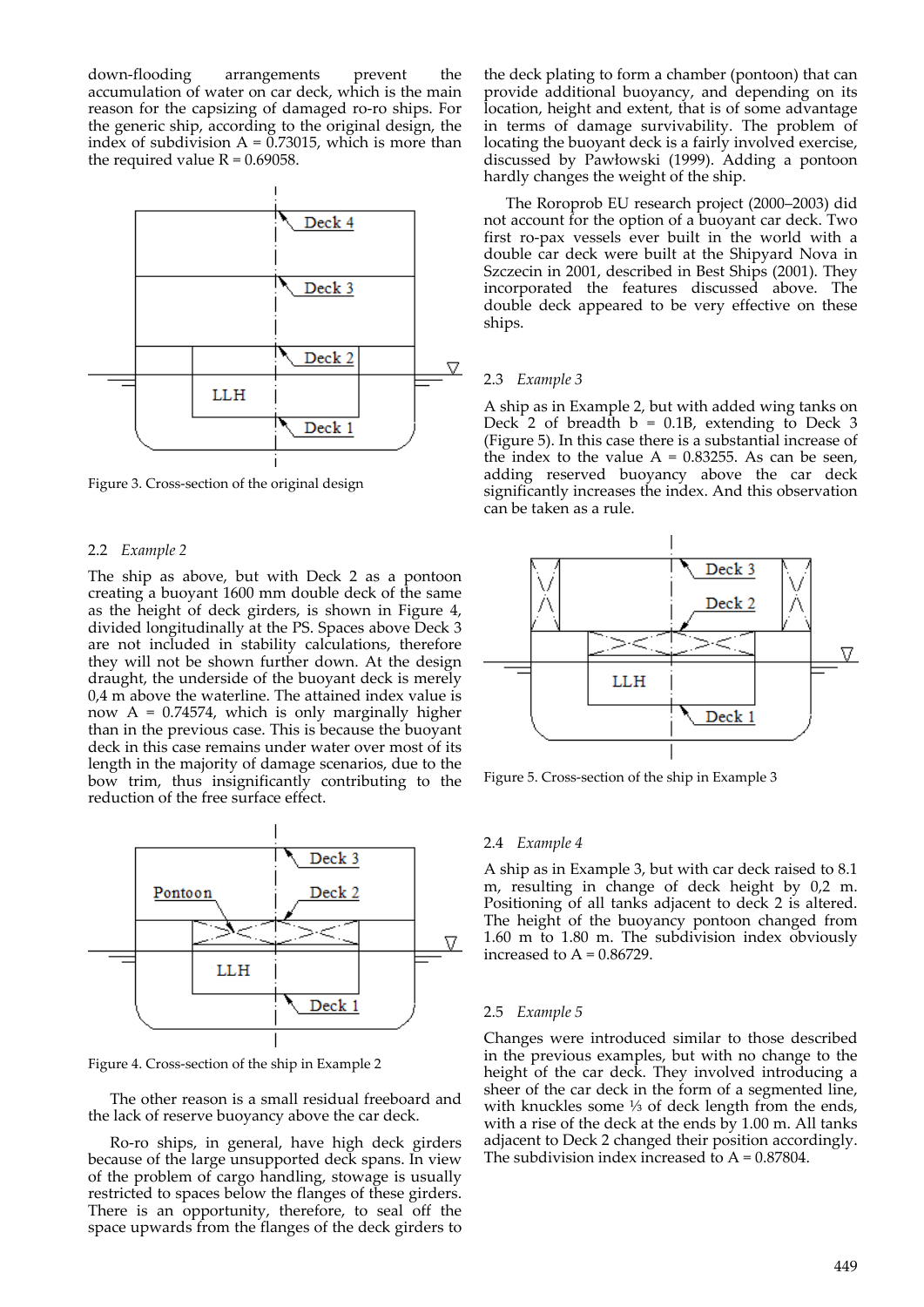down-flooding arrangements prevent the accumulation of water on car deck, which is the main reason for the capsizing of damaged ro-ro ships. For the generic ship, according to the original design, the index of subdivision A = 0.73015, which is more than the required value R = 0.69058.

Figure 3. Cross-section of the original design

### 2.2 *Example 2*

The ship as above, but with Deck 2 as a pontoon creating a buoyant 1600 mm double deck of the same as the height of deck girders, is shown in Figure 4, divided longitudinally at the PS. Spaces above Deck 3 are not included in stability calculations, therefore they will not be shown further down. At the design draught, the underside of the buoyant deck is merely 0,4 m above the waterline. The attained index value is now A = 0.74574, which is only marginally higher than in the previous case. This is because the buoyant deck in this case remains under water over most of its length in the majority of damage scenarios, due to the bow trim, thus insignificantly contributing to the reduction of the free surface effect.

Figure 4. Cross-section of the ship in Example 2

The other reason is a small residual freeboard and the lack of reserve buoyancy above the car deck.

Ro-ro ships, in general, have high deck girders because of the large unsupported deck spans. In view of the problem of cargo handling, stowage is usually restricted to spaces below the flanges of these girders. There is an opportunity, therefore, to seal off the space upwards from the flanges of the deck girders to the deck plating to form a chamber (pontoon) that can provide additional buoyancy, and depending on its location, height and extent, that is of some advantage in terms of damage survivability. The problem of locating the buoyant deck is a fairly involved exercise, discussed by Pawłowski (1999). Adding a pontoon hardly changes the weight of the ship.

The Roroprob EU research project (2000–2003) did not account for the option of a buoyant car deck. Two first ro-pax vessels ever built in the world with a double car deck were built at the Shipyard Nova in Szczecin in 2001, described in Best Ships (2001). They incorporated the features discussed above. The double deck appeared to be very effective on these ships.

### 2.3 *Example 3*

A ship as in Example 2, but with added wing tanks on Deck 2 of breadth b = 0.1B, extending to Deck 3 (Figure 5). In this case there is a substantial increase of the index to the value A = 0.83255. As can be seen, adding reserved buoyancy above the car deck significantly increases the index. And this observation can be taken as a rule.

Figure 5. Cross-section of the ship in Example 3

### 2.4 *Example 4*

A ship as in Example 3, but with car deck raised to 8.1 m, resulting in change of deck height by 0,2 m. Positioning of all tanks adjacent to deck 2 is altered. The height of the buoyancy pontoon changed from 1.60 m to 1.80 m. The subdivision index obviously increased to A = 0.86729.

### 2.5 *Example 5*

Changes were introduced similar to those described in the previous examples, but with no change to the height of the car deck. They involved introducing a sheer of the car deck in the form of a segmented line, with knuckles some ⅓ of deck length from the ends, with a rise of the deck at the ends by 1.00 m. All tanks adjacent to Deck 2 changed their position accordingly. The subdivision index increased to A = 0.87804.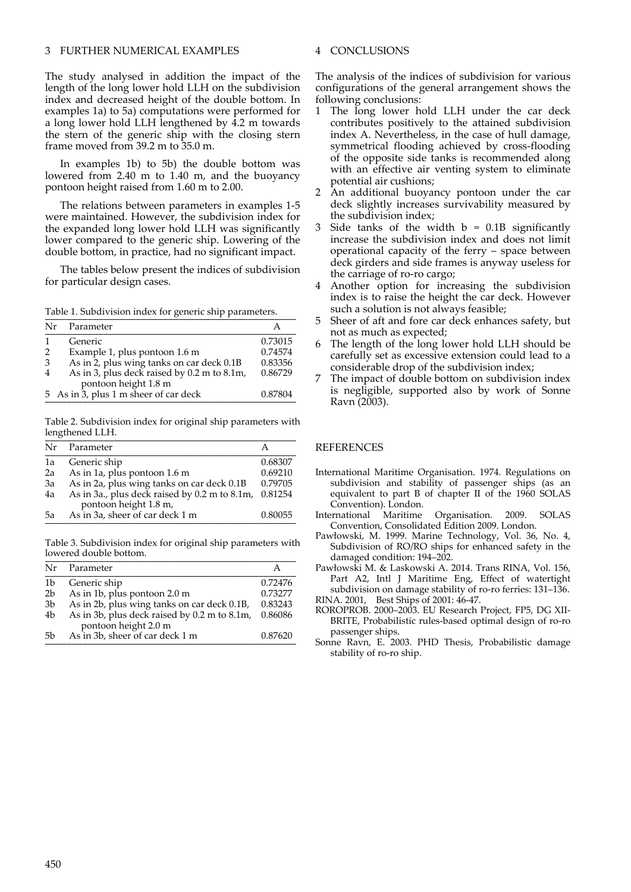## 3 FURTHER NUMERICAL EXAMPLES

The study analysed in addition the impact of the length of the long lower hold LLH on the subdivision index and decreased height of the double bottom. In examples 1a) to 5a) computations were performed for a long lower hold LLH lengthened by 4.2 m towards the stern of the generic ship with the closing stern frame moved from 39.2 m to 35.0 m.

In examples 1b) to 5b) the double bottom was lowered from 2.40 m to 1.40 m, and the buoyancy pontoon height raised from 1.60 m to 2.00.

The relations between parameters in examples 1-5 were maintained. However, the subdivision index for the expanded long lower hold LLH was significantly lower compared to the generic ship. Lowering of the double bottom, in practice, had no significant impact.

The tables below present the indices of subdivision for particular design cases.

Table 1. Subdivision index for generic ship parameters.

| Nr | Parameter | A |
|---|---|---|
| 1 | Generic | 0.73015 |
| 2 | Example 1, plus pontoon 1.6 m | 0.74574 |
| 3 | As in 2, plus wing tanks on car deck 0.1B | 0.83356 |
| 4 | As in 3, plus deck raised by 0.2 m to 8.1m, pontoon height 1.8 m | 0.86729 |
| 5 | As in 3, plus 1 m sheer of car deck | 0.87804 |

Table 2. Subdivision index for original ship parameters with lengthened LLH.

| Nr | Parameter | A |
|---|---|---|
| 1a | Generic ship | 0.68307 |
| 2a | As in 1a, plus pontoon 1.6 m | 0.69210 |
| 3a | As in 2a, plus wing tanks on car deck 0.1B | 0.79705 |
| 4a | As in 3a., plus deck raised by 0.2 m to 8.1m, pontoon height 1.8 m, | 0.81254 |
| 5a | As in 3a, sheer of car deck 1 m | 0.80055 |

Table 3. Subdivision index for original ship parameters with lowered double bottom.

| Nr | Parameter | A |
|---|---|---|
| 1b | Generic ship | 0.72476 |
| 2b | As in 1b, plus pontoon 2.0 m | 0.73277 |
| 3b | As in 2b, plus wing tanks on car deck 0.1B, | 0.83243 |
| 4b | As in 3b, plus deck raised by 0.2 m to 8.1m, pontoon height 2.0 m | 0.86086 |
| 5b | As in 3b, sheer of car deck 1 m | 0.87620 |

## 4 CONCLUSIONS

The analysis of the indices of subdivision for various configurations of the general arrangement shows the following conclusions:

1. The long lower hold LLH under the car deck contributes positively to the attained subdivision index A. Nevertheless, in the case of hull damage, symmetrical flooding achieved by cross-flooding of the opposite side tanks is recommended along with an effective air venting system to eliminate potential air cushions;
2. An additional buoyancy pontoon under the car deck slightly increases survivability measured by the subdivision index;
3. Side tanks of the width b = 0.1B significantly increase the subdivision index and does not limit operational capacity of the ferry – space between deck girders and side frames is anyway useless for the carriage of ro-ro cargo;
4. Another option for increasing the subdivision index is to raise the height the car deck. However such a solution is not always feasible;
5. Sheer of aft and fore car deck enhances safety, but not as much as expected;
6. The length of the long lower hold LLH should be carefully set as excessive extension could lead to a considerable drop of the subdivision index;
7. The impact of double bottom on subdivision index is negligible, supported also by work of Sonne Ravn (2003).

## REFERENCES

International Maritime Organisation. 1974. Regulations on subdivision and stability of passenger ships (as an equivalent to part B of chapter II of the 1960 SOLAS Convention). London.

International Maritime Organisation. 2009. SOLAS Convention, Consolidated Edition 2009. London.

Pawłowski, M. 1999. Marine Technology, Vol. 36, No. 4, Subdivision of RO/RO ships for enhanced safety in the damaged condition: 194–202.

Pawłowski M. & Laskowski A. 2014. Trans RINA, Vol. 156, Part A2, Intl J Maritime Eng, Effect of watertight subdivision on damage stability of ro-ro ferries: 131–136.

RINA. 2001, Best Ships of 2001: 46-47.

ROROPROB. 2000–2003. EU Research Project, FP5, DG XII-BRITE, Probabilistic rules-based optimal design of ro-ro passenger ships.

Sonne Ravn, E. 2003. PHD Thesis, Probabilistic damage stability of ro-ro ship.